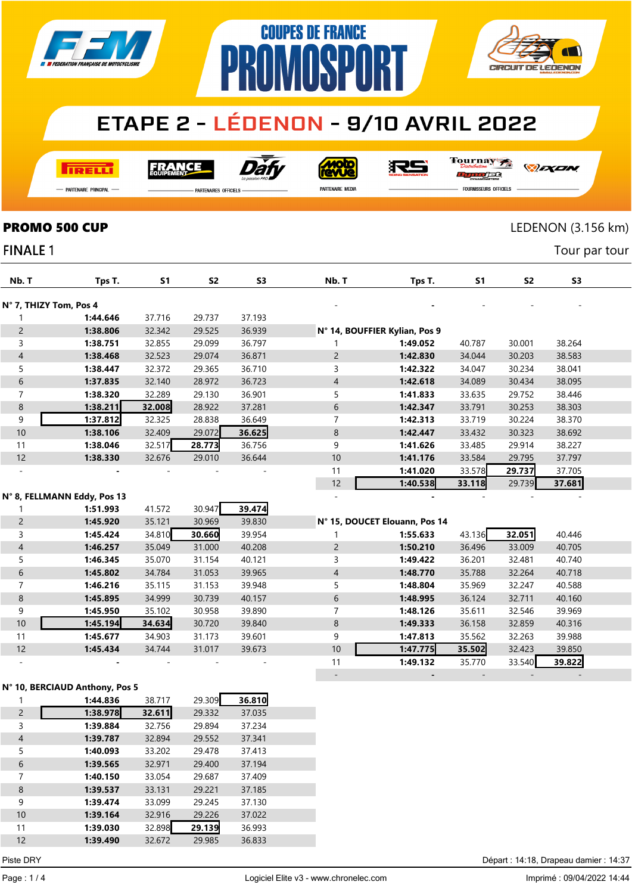# COUPES DE FRANCE PROMOSPORT

## ETAPE 2 - LÉDENON - 9/10 AVRIL 2022

PARTENAIRE PRINCIPAL — PARTENAIRES OFFICIELS — PARTENAIRE MEDIA — FOURNISSEURS OFFICIELS

**PROMO 500 CUP** — LEDENON (3.156 km)

FINALE 1 — Tour par tour

**N° 7, THIZY Tom, Pos 4**

| Nb. T | Tps T. | S1 | S2 | S3 |
|---|---|---|---|---|
| 1 | 1:44.646 | 37.716 | 29.737 | 37.193 |
| 2 | 1:38.806 | 32.342 | 29.525 | 36.939 |
| 3 | 1:38.751 | 32.855 | 29.099 | 36.797 |
| 4 | 1:38.468 | 32.523 | 29.074 | 36.871 |
| 5 | 1:38.447 | 32.372 | 29.365 | 36.710 |
| 6 | 1:37.835 | 32.140 | 28.972 | 36.723 |
| 7 | 1:38.320 | 32.289 | 29.130 | 36.901 |
| 8 | 1:38.211 | 32.008 | 28.922 | 37.281 |
| 9 | 1:37.812 | 32.325 | 28.838 | 36.649 |
| 10 | 1:38.106 | 32.409 | 29.072 | 36.625 |
| 11 | 1:38.046 | 32.517 | 28.773 | 36.756 |
| 12 | 1:38.330 | 32.676 | 29.010 | 36.644 |
| - | - | - | - | - |

**N° 8, FELLMANN Eddy, Pos 13**

| Nb. T | Tps T. | S1 | S2 | S3 |
|---|---|---|---|---|
| 1 | 1:51.993 | 41.572 | 30.947 | 39.474 |
| 2 | 1:45.920 | 35.121 | 30.969 | 39.830 |
| 3 | 1:45.424 | 34.810 | 30.660 | 39.954 |
| 4 | 1:46.257 | 35.049 | 31.000 | 40.208 |
| 5 | 1:46.345 | 35.070 | 31.154 | 40.121 |
| 6 | 1:45.802 | 34.784 | 31.053 | 39.965 |
| 7 | 1:46.216 | 35.115 | 31.153 | 39.948 |
| 8 | 1:45.895 | 34.999 | 30.739 | 40.157 |
| 9 | 1:45.950 | 35.102 | 30.958 | 39.890 |
| 10 | 1:45.194 | 34.634 | 30.720 | 39.840 |
| 11 | 1:45.677 | 34.903 | 31.173 | 39.601 |
| 12 | 1:45.434 | 34.744 | 31.017 | 39.673 |
| - | - | - | - | - |

**N° 10, BERCIAUD Anthony, Pos 5**

| Nb. T | Tps T. | S1 | S2 | S3 |
|---|---|---|---|---|
| 1 | 1:44.836 | 38.717 | 29.309 | 36.810 |
| 2 | 1:38.978 | 32.611 | 29.332 | 37.035 |
| 3 | 1:39.884 | 32.756 | 29.894 | 37.234 |
| 4 | 1:39.787 | 32.894 | 29.552 | 37.341 |
| 5 | 1:40.093 | 33.202 | 29.478 | 37.413 |
| 6 | 1:39.565 | 32.971 | 29.400 | 37.194 |
| 7 | 1:40.150 | 33.054 | 29.687 | 37.409 |
| 8 | 1:39.537 | 33.131 | 29.221 | 37.185 |
| 9 | 1:39.474 | 33.099 | 29.245 | 37.130 |
| 10 | 1:39.164 | 32.916 | 29.226 | 37.022 |
| 11 | 1:39.030 | 32.898 | 29.139 | 36.993 |
| 12 | 1:39.490 | 32.672 | 29.985 | 36.833 |

**N° 14, BOUFFIER Kylian, Pos 9**

| Nb. T | Tps T. | S1 | S2 | S3 |
|---|---|---|---|---|
| 1 | 1:49.052 | 40.787 | 30.001 | 38.264 |
| 2 | 1:42.830 | 34.044 | 30.203 | 38.583 |
| 3 | 1:42.322 | 34.047 | 30.234 | 38.041 |
| 4 | 1:42.618 | 34.089 | 30.434 | 38.095 |
| 5 | 1:41.833 | 33.635 | 29.752 | 38.446 |
| 6 | 1:42.347 | 33.791 | 30.253 | 38.303 |
| 7 | 1:42.313 | 33.719 | 30.224 | 38.370 |
| 8 | 1:42.447 | 33.432 | 30.323 | 38.692 |
| 9 | 1:41.626 | 33.485 | 29.914 | 38.227 |
| 10 | 1:41.176 | 33.584 | 29.795 | 37.797 |
| 11 | 1:41.020 | 33.578 | 29.737 | 37.705 |
| 12 | 1:40.538 | 33.118 | 29.739 | 37.681 |
| - | - | - | - | - |

**N° 15, DOUCET Elouann, Pos 14**

| Nb. T | Tps T. | S1 | S2 | S3 |
|---|---|---|---|---|
| 1 | 1:55.633 | 43.136 | 32.051 | 40.446 |
| 2 | 1:50.210 | 36.496 | 33.009 | 40.705 |
| 3 | 1:49.422 | 36.201 | 32.481 | 40.740 |
| 4 | 1:48.770 | 35.788 | 32.264 | 40.718 |
| 5 | 1:48.804 | 35.969 | 32.247 | 40.588 |
| 6 | 1:48.995 | 36.124 | 32.711 | 40.160 |
| 7 | 1:48.126 | 35.611 | 32.546 | 39.969 |
| 8 | 1:49.333 | 36.158 | 32.859 | 40.316 |
| 9 | 1:47.813 | 35.562 | 32.263 | 39.988 |
| 10 | 1:47.775 | 35.502 | 32.423 | 39.850 |
| 11 | 1:49.132 | 35.770 | 33.540 | 39.822 |
| - | - | - | - | - |

Piste DRY — Départ : 14:18, Drapeau damier : 14:37

Logiciel Elite v3 - www.chronelec.com — Imprimé : 09/04/2022 14:44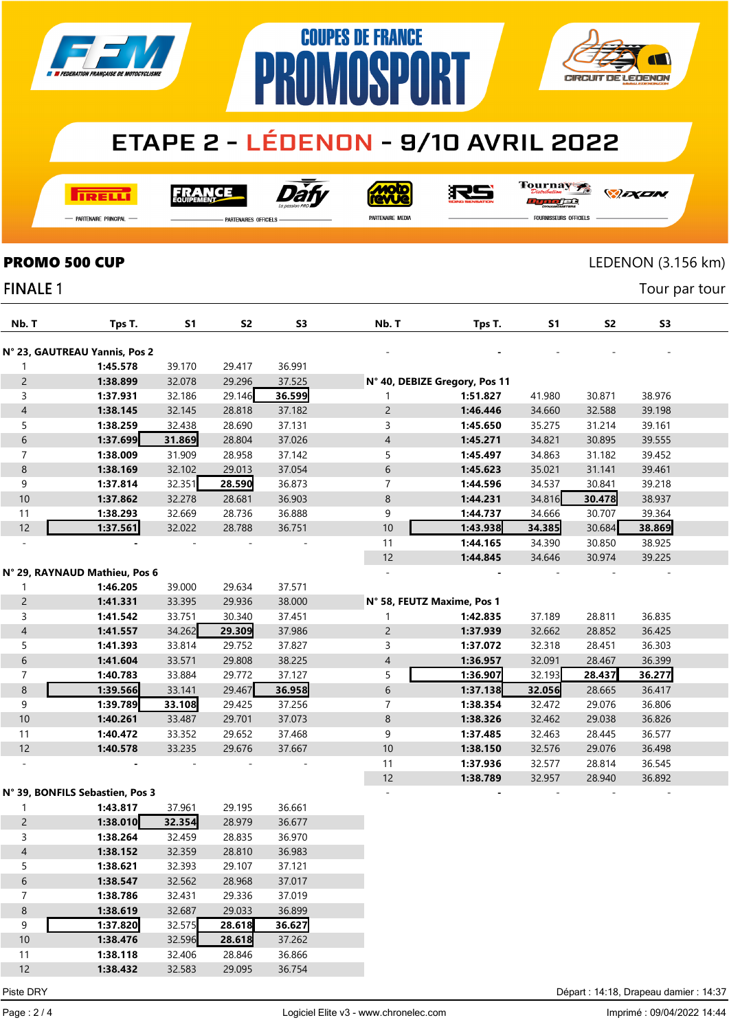COUPES DE FRANCE PROMOSPORT

# ETAPE 2 - LÉDENON - 9/10 AVRIL 2022

PARTENAIRE PRINCIPAL — PARTENAIRES OFFICIELS — PARTENAIRE MEDIA — FOURNISSEURS OFFICIELS

## PROMO 500 CUP

LEDENON (3.156 km)

### FINALE 1

Tour par tour

**N° 23, GAUTREAU Yannis, Pos 2**

| Nb. T | Tps T. | S1 | S2 | S3 |
|---|---|---|---|---|
| 1 | **1:45.578** | 39.170 | 29.417 | 36.991 |
| 2 | **1:38.899** | 32.078 | 29.296 | 37.525 |
| 3 | **1:37.931** | 32.186 | 29.146 | 36.599 |
| 4 | **1:38.145** | 32.145 | 28.818 | 37.182 |
| 5 | **1:38.259** | 32.438 | 28.690 | 37.131 |
| 6 | **1:37.699** | 31.869 | 28.804 | 37.026 |
| 7 | **1:38.009** | 31.909 | 28.958 | 37.142 |
| 8 | **1:38.169** | 32.102 | 29.013 | 37.054 |
| 9 | **1:37.814** | 32.351 | 28.590 | 36.873 |
| 10 | **1:37.862** | 32.278 | 28.681 | 36.903 |
| 11 | **1:38.293** | 32.669 | 28.736 | 36.888 |
| 12 | **1:37.561** | 32.022 | 28.788 | 36.751 |
| - | - | - | - | - |

**N° 29, RAYNAUD Mathieu, Pos 6**

| Nb. T | Tps T. | S1 | S2 | S3 |
|---|---|---|---|---|
| 1 | **1:46.205** | 39.000 | 29.634 | 37.571 |
| 2 | **1:41.331** | 33.395 | 29.936 | 38.000 |
| 3 | **1:41.542** | 33.751 | 30.340 | 37.451 |
| 4 | **1:41.557** | 34.262 | 29.309 | 37.986 |
| 5 | **1:41.393** | 33.814 | 29.752 | 37.827 |
| 6 | **1:41.604** | 33.571 | 29.808 | 38.225 |
| 7 | **1:40.783** | 33.884 | 29.772 | 37.127 |
| 8 | **1:39.566** | 33.141 | 29.467 | 36.958 |
| 9 | **1:39.789** | 33.108 | 29.425 | 37.256 |
| 10 | **1:40.261** | 33.487 | 29.701 | 37.073 |
| 11 | **1:40.472** | 33.352 | 29.652 | 37.468 |
| 12 | **1:40.578** | 33.235 | 29.676 | 37.667 |
| - | - | - | - | - |

**N° 39, BONFILS Sebastien, Pos 3**

| Nb. T | Tps T. | S1 | S2 | S3 |
|---|---|---|---|---|
| 1 | **1:43.817** | 37.961 | 29.195 | 36.661 |
| 2 | **1:38.010** | 32.354 | 28.979 | 36.677 |
| 3 | **1:38.264** | 32.459 | 28.835 | 36.970 |
| 4 | **1:38.152** | 32.359 | 28.810 | 36.983 |
| 5 | **1:38.621** | 32.393 | 29.107 | 37.121 |
| 6 | **1:38.547** | 32.562 | 28.968 | 37.017 |
| 7 | **1:38.786** | 32.431 | 29.336 | 37.019 |
| 8 | **1:38.619** | 32.687 | 29.033 | 36.899 |
| 9 | **1:37.820** | 32.575 | 28.618 | 36.627 |
| 10 | **1:38.476** | 32.596 | 28.618 | 37.262 |
| 11 | **1:38.118** | 32.406 | 28.846 | 36.866 |
| 12 | **1:38.432** | 32.583 | 29.095 | 36.754 |
| - | - | - | - | - |

**N° 40, DEBIZE Gregory, Pos 11**

| Nb. T | Tps T. | S1 | S2 | S3 |
|---|---|---|---|---|
| 1 | **1:51.827** | 41.980 | 30.871 | 38.976 |
| 2 | **1:46.446** | 34.660 | 32.588 | 39.198 |
| 3 | **1:45.650** | 35.275 | 31.214 | 39.161 |
| 4 | **1:45.271** | 34.821 | 30.895 | 39.555 |
| 5 | **1:45.497** | 34.863 | 31.182 | 39.452 |
| 6 | **1:45.623** | 35.021 | 31.141 | 39.461 |
| 7 | **1:44.596** | 34.537 | 30.841 | 39.218 |
| 8 | **1:44.231** | 34.816 | 30.478 | 38.937 |
| 9 | **1:44.737** | 34.666 | 30.707 | 39.364 |
| 10 | **1:43.938** | 34.385 | 30.684 | 38.869 |
| 11 | **1:44.165** | 34.390 | 30.850 | 38.925 |
| 12 | **1:44.845** | 34.646 | 30.974 | 39.225 |
| - | - | - | - | - |

**N° 58, FEUTZ Maxime, Pos 1**

| Nb. T | Tps T. | S1 | S2 | S3 |
|---|---|---|---|---|
| 1 | **1:42.835** | 37.189 | 28.811 | 36.835 |
| 2 | **1:37.939** | 32.662 | 28.852 | 36.425 |
| 3 | **1:37.072** | 32.318 | 28.451 | 36.303 |
| 4 | **1:36.957** | 32.091 | 28.467 | 36.399 |
| 5 | **1:36.907** | 32.193 | 28.437 | 36.277 |
| 6 | **1:37.138** | 32.056 | 28.665 | 36.417 |
| 7 | **1:38.354** | 32.472 | 29.076 | 36.806 |
| 8 | **1:38.326** | 32.462 | 29.038 | 36.826 |
| 9 | **1:37.485** | 32.463 | 28.445 | 36.577 |
| 10 | **1:38.150** | 32.576 | 29.076 | 36.498 |
| 11 | **1:37.936** | 32.577 | 28.814 | 36.545 |
| 12 | **1:38.789** | 32.957 | 28.940 | 36.892 |
| - | - | - | - | - |

Piste DRY

Départ : 14:18, Drapeau damier : 14:37

Logiciel Elite v3 - www.chronelec.com

Imprimé : 09/04/2022 14:44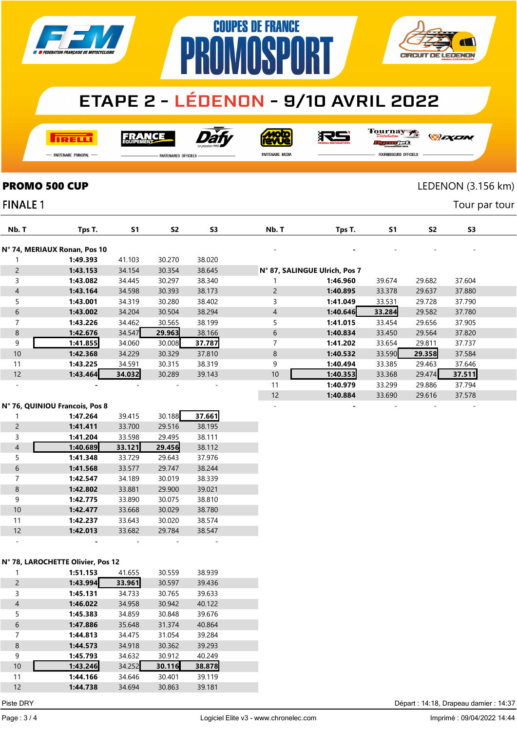# COUPES DE FRANCE PROMOSPORT

## ETAPE 2 - LÉDENON - 9/10 AVRIL 2022

PIRELLI — PARTENAIRE PRINCIPAL
FRANCE EQUIPEMENT, Dafy — PARTENAIRES OFFICIELS
Moto Revue — PARTENAIRE MEDIA
RS, Tournay Distribution, Dynojet, IXON — FOURNISSEURS OFFICIELS

**PROMO 500 CUP**

LEDENON (3.156 km)

FINALE 1

Tour par tour

**N° 74, MERIAUX Ronan, Pos 10**

| Nb. T | Tps T. | S1 | S2 | S3 |
|---|---|---|---|---|
| 1 | **1:49.393** | 41.103 | 30.270 | 38.020 |
| 2 | **1:43.153** | 34.154 | 30.354 | 38.645 |
| 3 | **1:43.082** | 34.445 | 30.297 | 38.340 |
| 4 | **1:43.164** | 34.598 | 30.393 | 38.173 |
| 5 | **1:43.001** | 34.319 | 30.280 | 38.402 |
| 6 | **1:43.002** | 34.204 | 30.504 | 38.294 |
| 7 | **1:43.226** | 34.462 | 30.565 | 38.199 |
| 8 | **1:42.676** | 34.547 | **29.963** | 38.166 |
| 9 | **1:41.855** | 34.060 | 30.008 | **37.787** |
| 10 | **1:42.368** | 34.229 | 30.329 | 37.810 |
| 11 | **1:43.225** | 34.591 | 30.315 | 38.319 |
| 12 | **1:43.464** | **34.032** | 30.289 | 39.143 |
| - | - | - | - | - |

**N° 76, QUINIOU Francois, Pos 8**

| Nb. T | Tps T. | S1 | S2 | S3 |
|---|---|---|---|---|
| 1 | **1:47.264** | 39.415 | 30.188 | **37.661** |
| 2 | **1:41.411** | 33.700 | 29.516 | 38.195 |
| 3 | **1:41.204** | 33.598 | 29.495 | 38.111 |
| 4 | **1:40.689** | **33.121** | **29.456** | 38.112 |
| 5 | **1:41.348** | 33.729 | 29.643 | 37.976 |
| 6 | **1:41.568** | 33.577 | 29.747 | 38.244 |
| 7 | **1:42.547** | 34.189 | 30.019 | 38.339 |
| 8 | **1:42.802** | 33.881 | 29.900 | 39.021 |
| 9 | **1:42.775** | 33.890 | 30.075 | 38.810 |
| 10 | **1:42.477** | 33.668 | 30.029 | 38.780 |
| 11 | **1:42.237** | 33.643 | 30.020 | 38.574 |
| 12 | **1:42.013** | 33.682 | 29.784 | 38.547 |
| - | - | - | - | - |

**N° 78, LAROCHETTE Olivier, Pos 12**

| Nb. T | Tps T. | S1 | S2 | S3 |
|---|---|---|---|---|
| 1 | **1:51.153** | 41.655 | 30.559 | 38.939 |
| 2 | **1:43.994** | **33.961** | 30.597 | 39.436 |
| 3 | **1:45.131** | 34.733 | 30.765 | 39.633 |
| 4 | **1:46.022** | 34.958 | 30.942 | 40.122 |
| 5 | **1:45.383** | 34.859 | 30.848 | 39.676 |
| 6 | **1:47.886** | 35.648 | 31.374 | 40.864 |
| 7 | **1:44.813** | 34.475 | 31.054 | 39.284 |
| 8 | **1:44.573** | 34.918 | 30.362 | 39.293 |
| 9 | **1:45.793** | 34.632 | 30.912 | 40.249 |
| 10 | **1:43.246** | 34.252 | **30.116** | **38.878** |
| 11 | **1:44.166** | 34.646 | 30.401 | 39.119 |
| 12 | **1:44.738** | 34.694 | 30.863 | 39.181 |

| Nb. T | Tps T. | S1 | S2 | S3 |
|---|---|---|---|---|
| - | - | - | - | - |

**N° 87, SALINGUE Ulrich, Pos 7**

| Nb. T | Tps T. | S1 | S2 | S3 |
|---|---|---|---|---|
| 1 | **1:46.960** | 39.674 | 29.682 | 37.604 |
| 2 | **1:40.895** | 33.378 | 29.637 | 37.880 |
| 3 | **1:41.049** | 33.531 | 29.728 | 37.790 |
| 4 | **1:40.646** | **33.284** | 29.582 | 37.780 |
| 5 | **1:41.015** | 33.454 | 29.656 | 37.905 |
| 6 | **1:40.834** | 33.450 | 29.564 | 37.820 |
| 7 | **1:41.202** | 33.654 | 29.811 | 37.737 |
| 8 | **1:40.532** | 33.590 | **29.358** | 37.584 |
| 9 | **1:40.494** | 33.385 | 29.463 | 37.646 |
| 10 | **1:40.353** | 33.368 | 29.474 | **37.511** |
| 11 | **1:40.979** | 33.299 | 29.886 | 37.794 |
| 12 | **1:40.884** | 33.690 | 29.616 | 37.578 |
| - | - | - | - | - |

Piste DRY

Départ : 14:18, Drapeau damier : 14:37

Logiciel Elite v3 - www.chronelec.com

Imprimé : 09/04/2022 14:44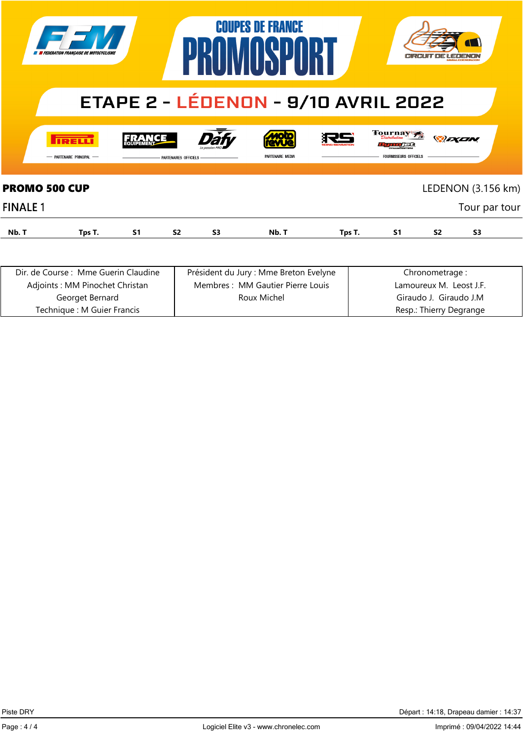COUPES DE FRANCE
# PROMOSPORT

## ETAPE 2 - LÉDENON - 9/10 AVRIL 2022

PARTENAIRE PRINCIPAL — PARTENAIRES OFFICIELS — PARTENAIRE MEDIA — FOURNISSEURS OFFICIELS

**PROMO 500 CUP** LEDENON (3.156 km)

FINALE 1 Tour par tour

| Nb. T | Tps T. | S1 | S2 | S3 | Nb. T | Tps T. | S1 | S2 | S3 |
|---|---|---|---|---|---|---|---|---|---|

| | | |
|---|---|---|
| Dir. de Course : Mme Guerin Claudine<br>Adjoints : MM Pinochet Christan<br>Georget Bernard<br>Technique : M Guier Francis | Président du Jury : Mme Breton Evelyne<br>Membres : MM Gautier Pierre Louis<br>Roux Michel | Chronometrage :<br>Lamoureux M. Leost J.F.<br>Giraudo J. Giraudo J.M<br>Resp.: Thierry Degrange |

Piste DRY

Départ : 14:18, Drapeau damier : 14:37

Logiciel Elite v3 - www.chronelec.com

Imprimé : 09/04/2022 14:44